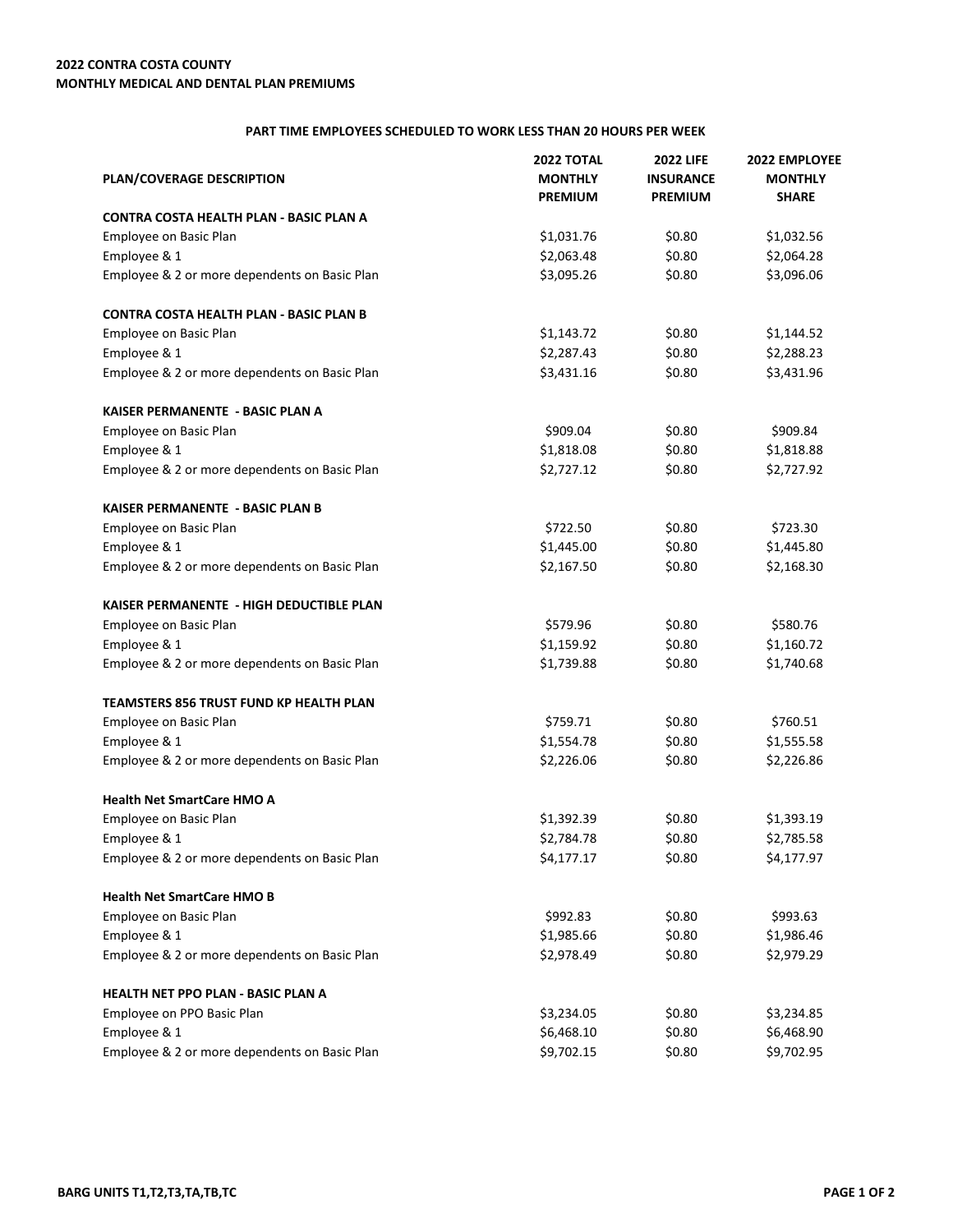**2022 CONTRA COSTA COUNTY**
**MONTHLY MEDICAL AND DENTAL PLAN PREMIUMS**

**PART TIME EMPLOYEES SCHEDULED TO WORK LESS THAN 20 HOURS PER WEEK**

| PLAN/COVERAGE DESCRIPTION | 2022 TOTAL MONTHLY PREMIUM | 2022 LIFE INSURANCE PREMIUM | 2022 EMPLOYEE MONTHLY SHARE |
|---|---|---|---|
| **CONTRA COSTA HEALTH PLAN - BASIC PLAN A** | | | |
| Employee on Basic Plan | $1,031.76 | $0.80 | $1,032.56 |
| Employee & 1 | $2,063.48 | $0.80 | $2,064.28 |
| Employee & 2 or more dependents on Basic Plan | $3,095.26 | $0.80 | $3,096.06 |
| **CONTRA COSTA HEALTH PLAN - BASIC PLAN B** | | | |
| Employee on Basic Plan | $1,143.72 | $0.80 | $1,144.52 |
| Employee & 1 | $2,287.43 | $0.80 | $2,288.23 |
| Employee & 2 or more dependents on Basic Plan | $3,431.16 | $0.80 | $3,431.96 |
| **KAISER PERMANENTE - BASIC PLAN A** | | | |
| Employee on Basic Plan | $909.04 | $0.80 | $909.84 |
| Employee & 1 | $1,818.08 | $0.80 | $1,818.88 |
| Employee & 2 or more dependents on Basic Plan | $2,727.12 | $0.80 | $2,727.92 |
| **KAISER PERMANENTE - BASIC PLAN B** | | | |
| Employee on Basic Plan | $722.50 | $0.80 | $723.30 |
| Employee & 1 | $1,445.00 | $0.80 | $1,445.80 |
| Employee & 2 or more dependents on Basic Plan | $2,167.50 | $0.80 | $2,168.30 |
| **KAISER PERMANENTE - HIGH DEDUCTIBLE PLAN** | | | |
| Employee on Basic Plan | $579.96 | $0.80 | $580.76 |
| Employee & 1 | $1,159.92 | $0.80 | $1,160.72 |
| Employee & 2 or more dependents on Basic Plan | $1,739.88 | $0.80 | $1,740.68 |
| **TEAMSTERS 856 TRUST FUND KP HEALTH PLAN** | | | |
| Employee on Basic Plan | $759.71 | $0.80 | $760.51 |
| Employee & 1 | $1,554.78 | $0.80 | $1,555.58 |
| Employee & 2 or more dependents on Basic Plan | $2,226.06 | $0.80 | $2,226.86 |
| **Health Net SmartCare HMO A** | | | |
| Employee on Basic Plan | $1,392.39 | $0.80 | $1,393.19 |
| Employee & 1 | $2,784.78 | $0.80 | $2,785.58 |
| Employee & 2 or more dependents on Basic Plan | $4,177.17 | $0.80 | $4,177.97 |
| **Health Net SmartCare HMO B** | | | |
| Employee on Basic Plan | $992.83 | $0.80 | $993.63 |
| Employee & 1 | $1,985.66 | $0.80 | $1,986.46 |
| Employee & 2 or more dependents on Basic Plan | $2,978.49 | $0.80 | $2,979.29 |
| **HEALTH NET PPO PLAN - BASIC PLAN A** | | | |
| Employee on PPO Basic Plan | $3,234.05 | $0.80 | $3,234.85 |
| Employee & 1 | $6,468.10 | $0.80 | $6,468.90 |
| Employee & 2 or more dependents on Basic Plan | $9,702.15 | $0.80 | $9,702.95 |

**BARG UNITS T1,T2,T3,TA,TB,TC**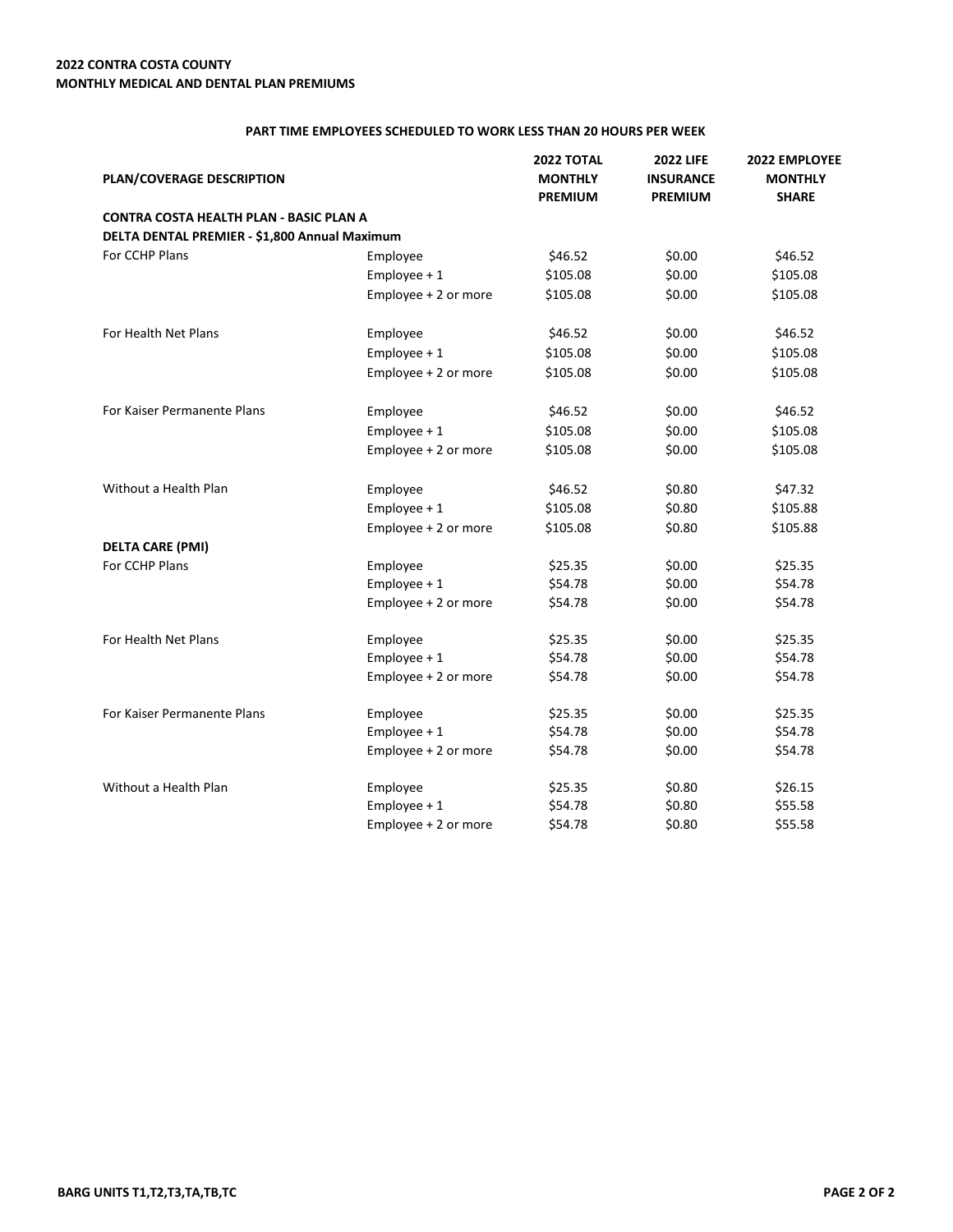**2022 CONTRA COSTA COUNTY**
**MONTHLY MEDICAL AND DENTAL PLAN PREMIUMS**

**PART TIME EMPLOYEES SCHEDULED TO WORK LESS THAN 20 HOURS PER WEEK**

| PLAN/COVERAGE DESCRIPTION | | 2022 TOTAL MONTHLY PREMIUM | 2022 LIFE INSURANCE PREMIUM | 2022 EMPLOYEE MONTHLY SHARE |
|---|---|---|---|---|
| **CONTRA COSTA HEALTH PLAN - BASIC PLAN A** | | | | |
| **DELTA DENTAL PREMIER - $1,800 Annual Maximum** | | | | |
| For CCHP Plans | Employee | $46.52 | $0.00 | $46.52 |
| | Employee + 1 | $105.08 | $0.00 | $105.08 |
| | Employee + 2 or more | $105.08 | $0.00 | $105.08 |
| For Health Net Plans | Employee | $46.52 | $0.00 | $46.52 |
| | Employee + 1 | $105.08 | $0.00 | $105.08 |
| | Employee + 2 or more | $105.08 | $0.00 | $105.08 |
| For Kaiser Permanente Plans | Employee | $46.52 | $0.00 | $46.52 |
| | Employee + 1 | $105.08 | $0.00 | $105.08 |
| | Employee + 2 or more | $105.08 | $0.00 | $105.08 |
| Without a Health Plan | Employee | $46.52 | $0.80 | $47.32 |
| | Employee + 1 | $105.08 | $0.80 | $105.88 |
| | Employee + 2 or more | $105.08 | $0.80 | $105.88 |
| **DELTA CARE (PMI)** | | | | |
| For CCHP Plans | Employee | $25.35 | $0.00 | $25.35 |
| | Employee + 1 | $54.78 | $0.00 | $54.78 |
| | Employee + 2 or more | $54.78 | $0.00 | $54.78 |
| For Health Net Plans | Employee | $25.35 | $0.00 | $25.35 |
| | Employee + 1 | $54.78 | $0.00 | $54.78 |
| | Employee + 2 or more | $54.78 | $0.00 | $54.78 |
| For Kaiser Permanente Plans | Employee | $25.35 | $0.00 | $25.35 |
| | Employee + 1 | $54.78 | $0.00 | $54.78 |
| | Employee + 2 or more | $54.78 | $0.00 | $54.78 |
| Without a Health Plan | Employee | $25.35 | $0.80 | $26.15 |
| | Employee + 1 | $54.78 | $0.80 | $55.58 |
| | Employee + 2 or more | $54.78 | $0.80 | $55.58 |

BARG UNITS T1,T2,T3,TA,TB,TC